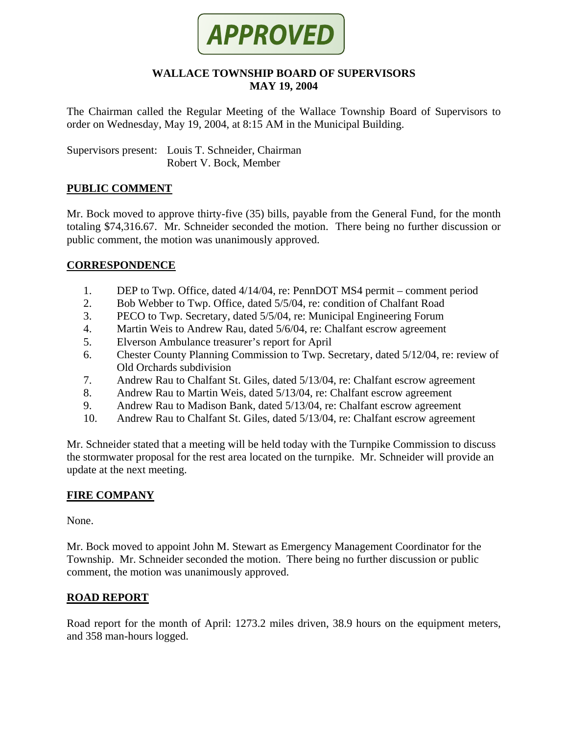**APPROVED**

# WALLACE TOWNSHIP BOARD OF SUPERVISORS
## MAY 19, 2004

The Chairman called the Regular Meeting of the Wallace Township Board of Supervisors to order on Wednesday, May 19, 2004, at 8:15 AM in the Municipal Building.

Supervisors present: Louis T. Schneider, Chairman
Robert V. Bock, Member

## PUBLIC COMMENT

Mr. Bock moved to approve thirty-five (35) bills, payable from the General Fund, for the month totaling $74,316.67. Mr. Schneider seconded the motion. There being no further discussion or public comment, the motion was unanimously approved.

## CORRESPONDENCE

1. DEP to Twp. Office, dated 4/14/04, re: PennDOT MS4 permit – comment period
2. Bob Webber to Twp. Office, dated 5/5/04, re: condition of Chalfant Road
3. PECO to Twp. Secretary, dated 5/5/04, re: Municipal Engineering Forum
4. Martin Weis to Andrew Rau, dated 5/6/04, re: Chalfant escrow agreement
5. Elverson Ambulance treasurer's report for April
6. Chester County Planning Commission to Twp. Secretary, dated 5/12/04, re: review of Old Orchards subdivision
7. Andrew Rau to Chalfant St. Giles, dated 5/13/04, re: Chalfant escrow agreement
8. Andrew Rau to Martin Weis, dated 5/13/04, re: Chalfant escrow agreement
9. Andrew Rau to Madison Bank, dated 5/13/04, re: Chalfant escrow agreement
10. Andrew Rau to Chalfant St. Giles, dated 5/13/04, re: Chalfant escrow agreement

Mr. Schneider stated that a meeting will be held today with the Turnpike Commission to discuss the stormwater proposal for the rest area located on the turnpike. Mr. Schneider will provide an update at the next meeting.

## FIRE COMPANY

None.

Mr. Bock moved to appoint John M. Stewart as Emergency Management Coordinator for the Township. Mr. Schneider seconded the motion. There being no further discussion or public comment, the motion was unanimously approved.

## ROAD REPORT

Road report for the month of April: 1273.2 miles driven, 38.9 hours on the equipment meters, and 358 man-hours logged.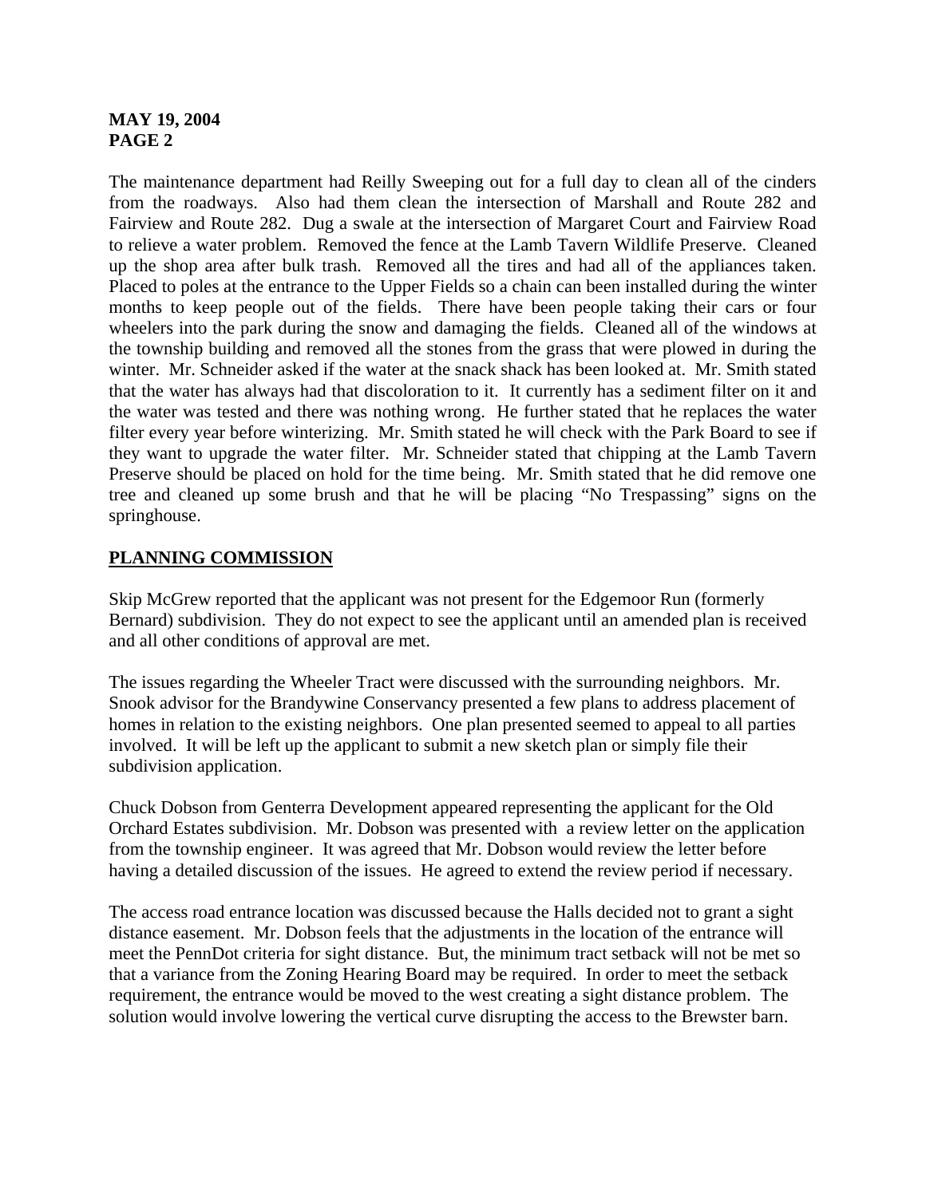The maintenance department had Reilly Sweeping out for a full day to clean all of the cinders from the roadways. Also had them clean the intersection of Marshall and Route 282 and Fairview and Route 282. Dug a swale at the intersection of Margaret Court and Fairview Road to relieve a water problem. Removed the fence at the Lamb Tavern Wildlife Preserve. Cleaned up the shop area after bulk trash. Removed all the tires and had all of the appliances taken. Placed to poles at the entrance to the Upper Fields so a chain can been installed during the winter months to keep people out of the fields. There have been people taking their cars or four wheelers into the park during the snow and damaging the fields. Cleaned all of the windows at the township building and removed all the stones from the grass that were plowed in during the winter. Mr. Schneider asked if the water at the snack shack has been looked at. Mr. Smith stated that the water has always had that discoloration to it. It currently has a sediment filter on it and the water was tested and there was nothing wrong. He further stated that he replaces the water filter every year before winterizing. Mr. Smith stated he will check with the Park Board to see if they want to upgrade the water filter. Mr. Schneider stated that chipping at the Lamb Tavern Preserve should be placed on hold for the time being. Mr. Smith stated that he did remove one tree and cleaned up some brush and that he will be placing "No Trespassing" signs on the springhouse.

## PLANNING COMMISSION

Skip McGrew reported that the applicant was not present for the Edgemoor Run (formerly Bernard) subdivision. They do not expect to see the applicant until an amended plan is received and all other conditions of approval are met.

The issues regarding the Wheeler Tract were discussed with the surrounding neighbors. Mr. Snook advisor for the Brandywine Conservancy presented a few plans to address placement of homes in relation to the existing neighbors. One plan presented seemed to appeal to all parties involved. It will be left up the applicant to submit a new sketch plan or simply file their subdivision application.

Chuck Dobson from Genterra Development appeared representing the applicant for the Old Orchard Estates subdivision. Mr. Dobson was presented with a review letter on the application from the township engineer. It was agreed that Mr. Dobson would review the letter before having a detailed discussion of the issues. He agreed to extend the review period if necessary.

The access road entrance location was discussed because the Halls decided not to grant a sight distance easement. Mr. Dobson feels that the adjustments in the location of the entrance will meet the PennDot criteria for sight distance. But, the minimum tract setback will not be met so that a variance from the Zoning Hearing Board may be required. In order to meet the setback requirement, the entrance would be moved to the west creating a sight distance problem. The solution would involve lowering the vertical curve disrupting the access to the Brewster barn.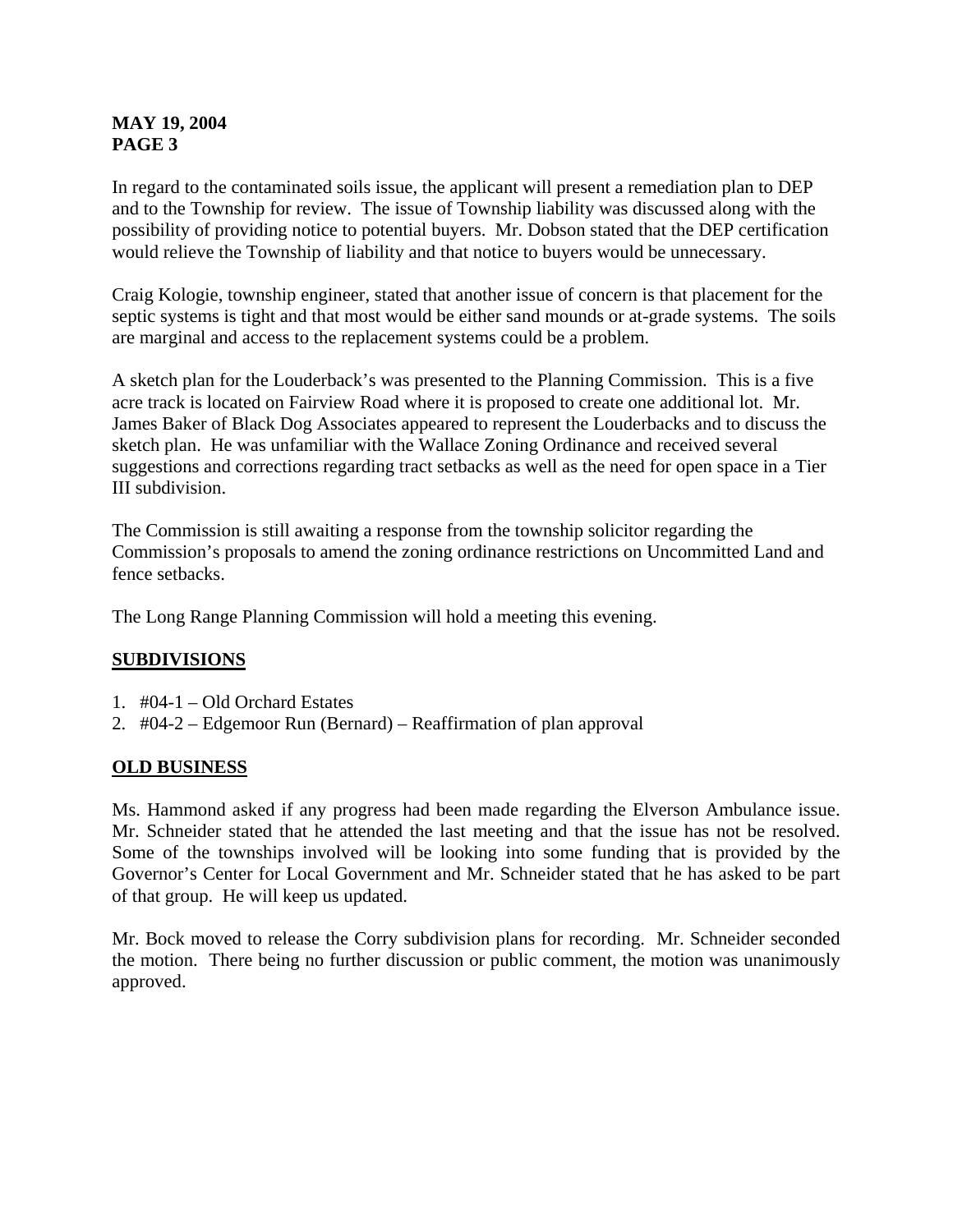In regard to the contaminated soils issue, the applicant will present a remediation plan to DEP and to the Township for review. The issue of Township liability was discussed along with the possibility of providing notice to potential buyers. Mr. Dobson stated that the DEP certification would relieve the Township of liability and that notice to buyers would be unnecessary.

Craig Kologie, township engineer, stated that another issue of concern is that placement for the septic systems is tight and that most would be either sand mounds or at-grade systems. The soils are marginal and access to the replacement systems could be a problem.

A sketch plan for the Louderback's was presented to the Planning Commission. This is a five acre track is located on Fairview Road where it is proposed to create one additional lot. Mr. James Baker of Black Dog Associates appeared to represent the Louderbacks and to discuss the sketch plan. He was unfamiliar with the Wallace Zoning Ordinance and received several suggestions and corrections regarding tract setbacks as well as the need for open space in a Tier III subdivision.

The Commission is still awaiting a response from the township solicitor regarding the Commission's proposals to amend the zoning ordinance restrictions on Uncommitted Land and fence setbacks.

The Long Range Planning Commission will hold a meeting this evening.

## SUBDIVISIONS

1. #04-1 – Old Orchard Estates
2. #04-2 – Edgemoor Run (Bernard) – Reaffirmation of plan approval

## OLD BUSINESS

Ms. Hammond asked if any progress had been made regarding the Elverson Ambulance issue. Mr. Schneider stated that he attended the last meeting and that the issue has not be resolved. Some of the townships involved will be looking into some funding that is provided by the Governor's Center for Local Government and Mr. Schneider stated that he has asked to be part of that group. He will keep us updated.

Mr. Bock moved to release the Corry subdivision plans for recording. Mr. Schneider seconded the motion. There being no further discussion or public comment, the motion was unanimously approved.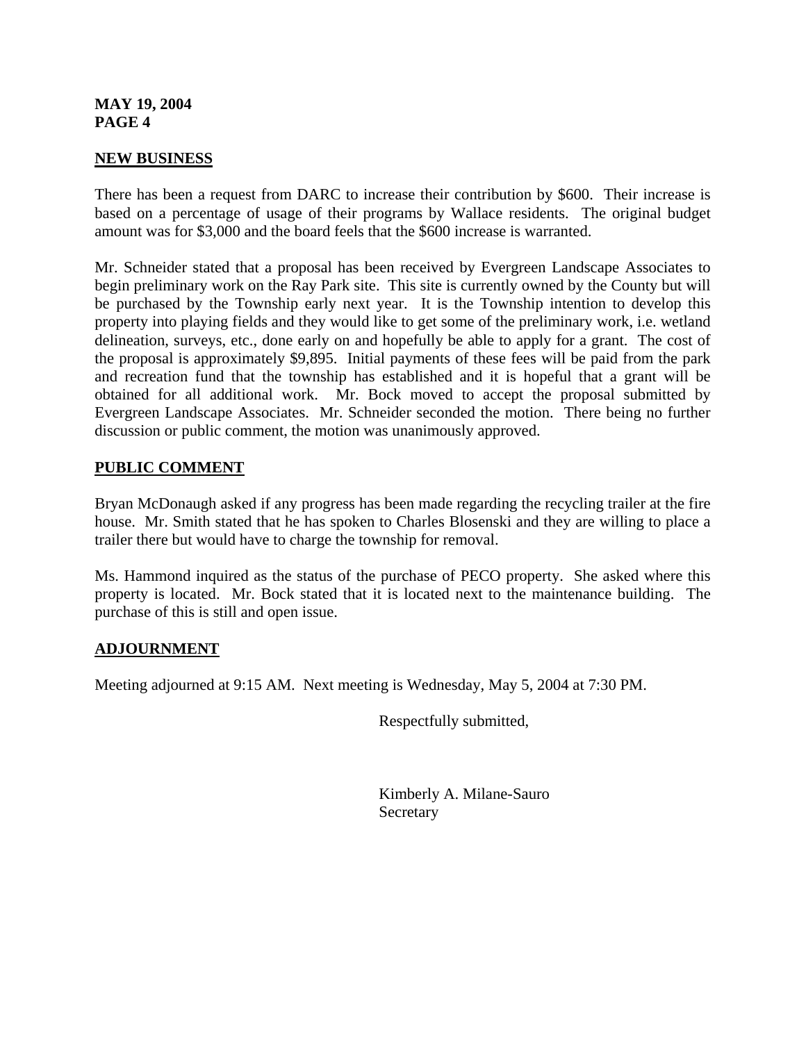**MAY 19, 2004**
**PAGE 4**

## NEW BUSINESS

There has been a request from DARC to increase their contribution by $600. Their increase is based on a percentage of usage of their programs by Wallace residents. The original budget amount was for $3,000 and the board feels that the $600 increase is warranted.

Mr. Schneider stated that a proposal has been received by Evergreen Landscape Associates to begin preliminary work on the Ray Park site. This site is currently owned by the County but will be purchased by the Township early next year. It is the Township intention to develop this property into playing fields and they would like to get some of the preliminary work, i.e. wetland delineation, surveys, etc., done early on and hopefully be able to apply for a grant. The cost of the proposal is approximately $9,895. Initial payments of these fees will be paid from the park and recreation fund that the township has established and it is hopeful that a grant will be obtained for all additional work. Mr. Bock moved to accept the proposal submitted by Evergreen Landscape Associates. Mr. Schneider seconded the motion. There being no further discussion or public comment, the motion was unanimously approved.

## PUBLIC COMMENT

Bryan McDonaugh asked if any progress has been made regarding the recycling trailer at the fire house. Mr. Smith stated that he has spoken to Charles Blosenski and they are willing to place a trailer there but would have to charge the township for removal.

Ms. Hammond inquired as the status of the purchase of PECO property. She asked where this property is located. Mr. Bock stated that it is located next to the maintenance building. The purchase of this is still and open issue.

## ADJOURNMENT

Meeting adjourned at 9:15 AM. Next meeting is Wednesday, May 5, 2004 at 7:30 PM.

Respectfully submitted,

Kimberly A. Milane-Sauro
Secretary